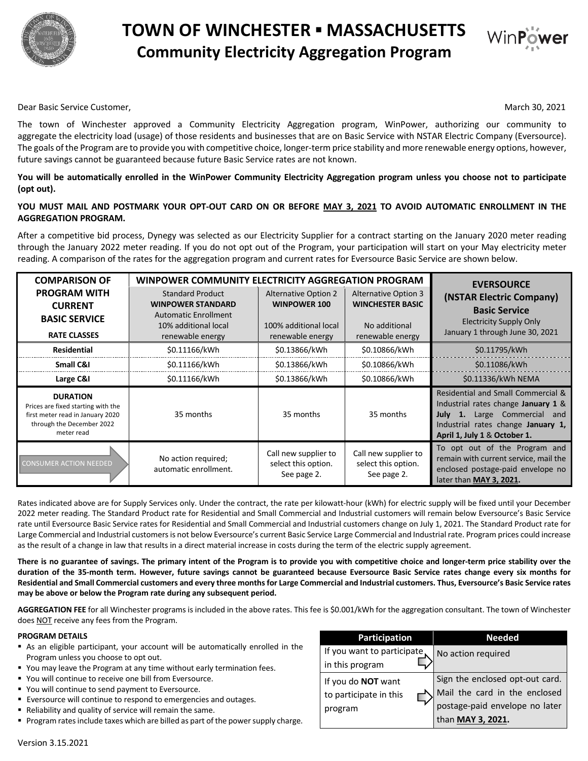# TOWN OF WINCHESTER ▪ MASSACHUSETTS

## Community Electricity Aggregation Program

WinPower

Dear Basic Service Customer,

March 30, 2021

The town of Winchester approved a Community Electricity Aggregation program, WinPower, authorizing our community to aggregate the electricity load (usage) of those residents and businesses that are on Basic Service with NSTAR Electric Company (Eversource). The goals of the Program are to provide you with competitive choice, longer-term price stability and more renewable energy options, however, future savings cannot be guaranteed because future Basic Service rates are not known.

**You will be automatically enrolled in the WinPower Community Electricity Aggregation program unless you choose not to participate (opt out).**

**YOU MUST MAIL AND POSTMARK YOUR OPT-OUT CARD ON OR BEFORE MAY 3, 2021 TO AVOID AUTOMATIC ENROLLMENT IN THE AGGREGATION PROGRAM.**

After a competitive bid process, Dynegy was selected as our Electricity Supplier for a contract starting on the January 2020 meter reading through the January 2022 meter reading. If you do not opt out of the Program, your participation will start on your May electricity meter reading. A comparison of the rates for the aggregation program and current rates for Eversource Basic Service are shown below.

| COMPARISON OF PROGRAM WITH CURRENT BASIC SERVICE | WINPOWER COMMUNITY ELECTRICITY AGGREGATION PROGRAM | | | EVERSOURCE (NSTAR Electric Company) Basic Service |
|---|---|---|---|---|
| **RATE CLASSES** | Standard Product **WINPOWER STANDARD** Automatic Enrollment 10% additional local renewable energy | Alternative Option 2 **WINPOWER 100** 100% additional local renewable energy | Alternative Option 3 **WINCHESTER BASIC** No additional renewable energy | Electricity Supply Only January 1 through June 30, 2021 |
| **Residential** | $0.11166/kWh | $0.13866/kWh | $0.10866/kWh | $0.11795/kWh |
| **Small C&I** | $0.11166/kWh | $0.13866/kWh | $0.10866/kWh | $0.11086/kWh |
| **Large C&I** | $0.11166/kWh | $0.13866/kWh | $0.10866/kWh | $0.11336/kWh NEMA |
| **DURATION** Prices are fixed starting with the first meter read in January 2020 through the December 2022 meter read | 35 months | 35 months | 35 months | Residential and Small Commercial & Industrial rates change **January 1** & **July 1.** Large Commercial and Industrial rates change **January 1, April 1, July 1** & **October 1.** |
| CONSUMER ACTION NEEDED | No action required; automatic enrollment. | Call new supplier to select this option. See page 2. | Call new supplier to select this option. See page 2. | To opt out of the Program and remain with current service, mail the enclosed postage-paid envelope no later than **MAY 3, 2021.** |

Rates indicated above are for Supply Services only. Under the contract, the rate per kilowatt-hour (kWh) for electric supply will be fixed until your December 2022 meter reading. The Standard Product rate for Residential and Small Commercial and Industrial customers will remain below Eversource's Basic Service rate until Eversource Basic Service rates for Residential and Small Commercial and Industrial customers change on July 1, 2021. The Standard Product rate for Large Commercial and Industrial customers is not below Eversource's current Basic Service Large Commercial and Industrial rate. Program prices could increase as the result of a change in law that results in a direct material increase in costs during the term of the electric supply agreement.

**There is no guarantee of savings. The primary intent of the Program is to provide you with competitive choice and longer-term price stability over the duration of the 35-month term. However, future savings cannot be guaranteed because Eversource Basic Service rates change every six months for Residential and Small Commercial customers and every three months for Large Commercial and Industrial customers. Thus, Eversource's Basic Service rates may be above or below the Program rate during any subsequent period.**

**AGGREGATION FEE** for all Winchester programs is included in the above rates. This fee is $0.001/kWh for the aggregation consultant. The town of Winchester does NOT receive any fees from the Program.

**PROGRAM DETAILS**

- As an eligible participant, your account will be automatically enrolled in the Program unless you choose to opt out.
- You may leave the Program at any time without early termination fees.
- You will continue to receive one bill from Eversource.
- You will continue to send payment to Eversource.
- Eversource will continue to respond to emergencies and outages.
- Reliability and quality of service will remain the same.
- Program rates include taxes which are billed as part of the power supply charge.

| Participation | Needed |
|---|---|
| If you want to participate in this program | No action required |
| If you do **NOT** want to participate in this program | Sign the enclosed opt-out card. Mail the card in the enclosed postage-paid envelope no later than **MAY 3, 2021.** |

Version 3.15.2021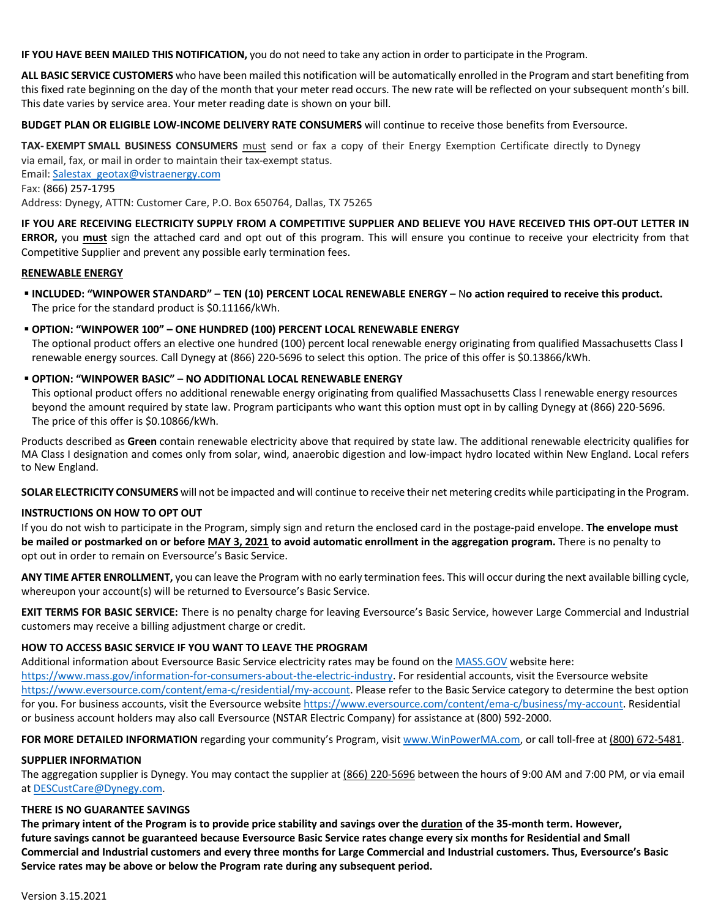**IF YOU HAVE BEEN MAILED THIS NOTIFICATION,** you do not need to take any action in order to participate in the Program.

**ALL BASIC SERVICE CUSTOMERS** who have been mailed this notification will be automatically enrolled in the Program and start benefiting from this fixed rate beginning on the day of the month that your meter read occurs. The new rate will be reflected on your subsequent month's bill. This date varies by service area. Your meter reading date is shown on your bill.

**BUDGET PLAN OR ELIGIBLE LOW-INCOME DELIVERY RATE CONSUMERS** will continue to receive those benefits from Eversource.

**TAX- EXEMPT SMALL BUSINESS CONSUMERS** must send or fax a copy of their Energy Exemption Certificate directly to Dynegy via email, fax, or mail in order to maintain their tax-exempt status.
Email: Salestax_geotax@vistraenergy.com
Fax: (866) 257-1795
Address: Dynegy, ATTN: Customer Care, P.O. Box 650764, Dallas, TX 75265

**IF YOU ARE RECEIVING ELECTRICITY SUPPLY FROM A COMPETITIVE SUPPLIER AND BELIEVE YOU HAVE RECEIVED THIS OPT-OUT LETTER IN ERROR,** you **must** sign the attached card and opt out of this program. This will ensure you continue to receive your electricity from that Competitive Supplier and prevent any possible early termination fees.

**RENEWABLE ENERGY**

- **INCLUDED: "WINPOWER STANDARD" – TEN (10) PERCENT LOCAL RENEWABLE ENERGY – No action required to receive this product.** The price for the standard product is $0.11166/kWh.
- **OPTION: "WINPOWER 100" – ONE HUNDRED (100) PERCENT LOCAL RENEWABLE ENERGY**
  The optional product offers an elective one hundred (100) percent local renewable energy originating from qualified Massachusetts Class l renewable energy sources. Call Dynegy at (866) 220-5696 to select this option. The price of this offer is $0.13866/kWh.
- **OPTION: "WINPOWER BASIC" – NO ADDITIONAL LOCAL RENEWABLE ENERGY**
  This optional product offers no additional renewable energy originating from qualified Massachusetts Class l renewable energy resources beyond the amount required by state law. Program participants who want this option must opt in by calling Dynegy at (866) 220-5696. The price of this offer is $0.10866/kWh.

Products described as **Green** contain renewable electricity above that required by state law. The additional renewable electricity qualifies for MA Class I designation and comes only from solar, wind, anaerobic digestion and low-impact hydro located within New England. Local refers to New England.

**SOLAR ELECTRICITY CONSUMERS** will not be impacted and will continue to receive their net metering credits while participating in the Program.

**INSTRUCTIONS ON HOW TO OPT OUT**
If you do not wish to participate in the Program, simply sign and return the enclosed card in the postage-paid envelope. **The envelope must be mailed or postmarked on or before MAY 3, 2021 to avoid automatic enrollment in the aggregation program.** There is no penalty to opt out in order to remain on Eversource's Basic Service.

**ANY TIME AFTER ENROLLMENT,** you can leave the Program with no early termination fees. This will occur during the next available billing cycle, whereupon your account(s) will be returned to Eversource's Basic Service.

**EXIT TERMS FOR BASIC SERVICE:** There is no penalty charge for leaving Eversource's Basic Service, however Large Commercial and Industrial customers may receive a billing adjustment charge or credit.

**HOW TO ACCESS BASIC SERVICE IF YOU WANT TO LEAVE THE PROGRAM**
Additional information about Eversource Basic Service electricity rates may be found on the MASS.GOV website here: https://www.mass.gov/information-for-consumers-about-the-electric-industry. For residential accounts, visit the Eversource website https://www.eversource.com/content/ema-c/residential/my-account. Please refer to the Basic Service category to determine the best option for you. For business accounts, visit the Eversource website https://www.eversource.com/content/ema-c/business/my-account. Residential or business account holders may also call Eversource (NSTAR Electric Company) for assistance at (800) 592-2000.

**FOR MORE DETAILED INFORMATION** regarding your community's Program, visit www.WinPowerMA.com, or call toll-free at (800) 672-5481.

**SUPPLIER INFORMATION**
The aggregation supplier is Dynegy. You may contact the supplier at (866) 220-5696 between the hours of 9:00 AM and 7:00 PM, or via email at DESCustCare@Dynegy.com.

**THERE IS NO GUARANTEE SAVINGS**
**The primary intent of the Program is to provide price stability and savings over the duration of the 35-month term. However, future savings cannot be guaranteed because Eversource Basic Service rates change every six months for Residential and Small Commercial and Industrial customers and every three months for Large Commercial and Industrial customers. Thus, Eversource's Basic Service rates may be above or below the Program rate during any subsequent period.**

Version 3.15.2021